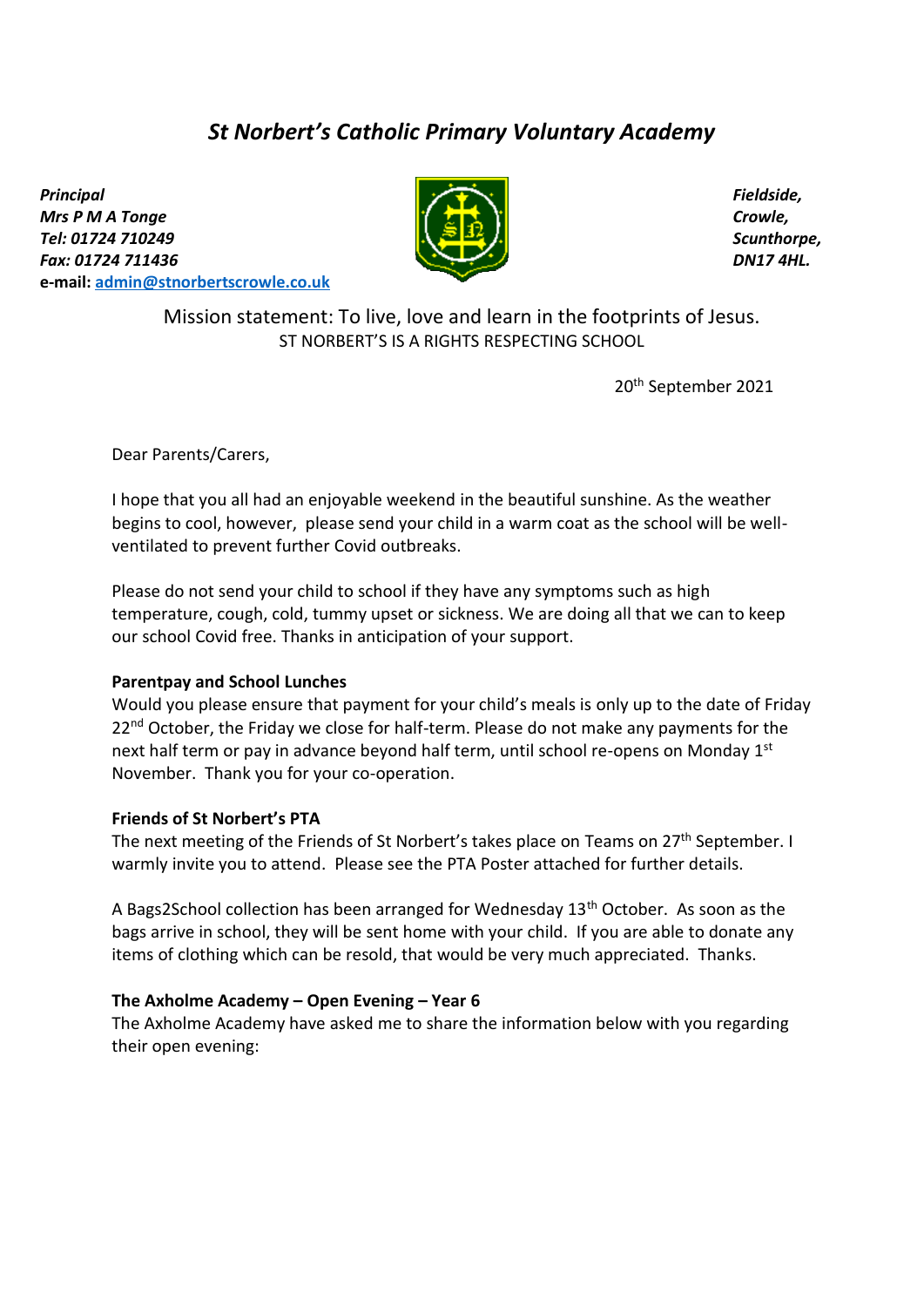# *St Norbert's Catholic Primary Voluntary Academy*

***Principal***
***Mrs P M A Tonge***
***Tel: 01724 710249***
***Fax: 01724 711436***
**e-mail: admin@stnorbertscrowle.co.uk**

***Fieldside,***
***Crowle,***
***Scunthorpe,***
***DN17 4HL.***

Mission statement: To live, love and learn in the footprints of Jesus.
ST NORBERT'S IS A RIGHTS RESPECTING SCHOOL

20th September 2021

Dear Parents/Carers,

I hope that you all had an enjoyable weekend in the beautiful sunshine. As the weather begins to cool, however, please send your child in a warm coat as the school will be well-ventilated to prevent further Covid outbreaks.

Please do not send your child to school if they have any symptoms such as high temperature, cough, cold, tummy upset or sickness. We are doing all that we can to keep our school Covid free. Thanks in anticipation of your support.

**Parentpay and School Lunches**
Would you please ensure that payment for your child's meals is only up to the date of Friday 22nd October, the Friday we close for half-term. Please do not make any payments for the next half term or pay in advance beyond half term, until school re-opens on Monday 1st November. Thank you for your co-operation.

**Friends of St Norbert's PTA**
The next meeting of the Friends of St Norbert's takes place on Teams on 27th September. I warmly invite you to attend. Please see the PTA Poster attached for further details.

A Bags2School collection has been arranged for Wednesday 13th October. As soon as the bags arrive in school, they will be sent home with your child. If you are able to donate any items of clothing which can be resold, that would be very much appreciated. Thanks.

**The Axholme Academy – Open Evening – Year 6**
The Axholme Academy have asked me to share the information below with you regarding their open evening: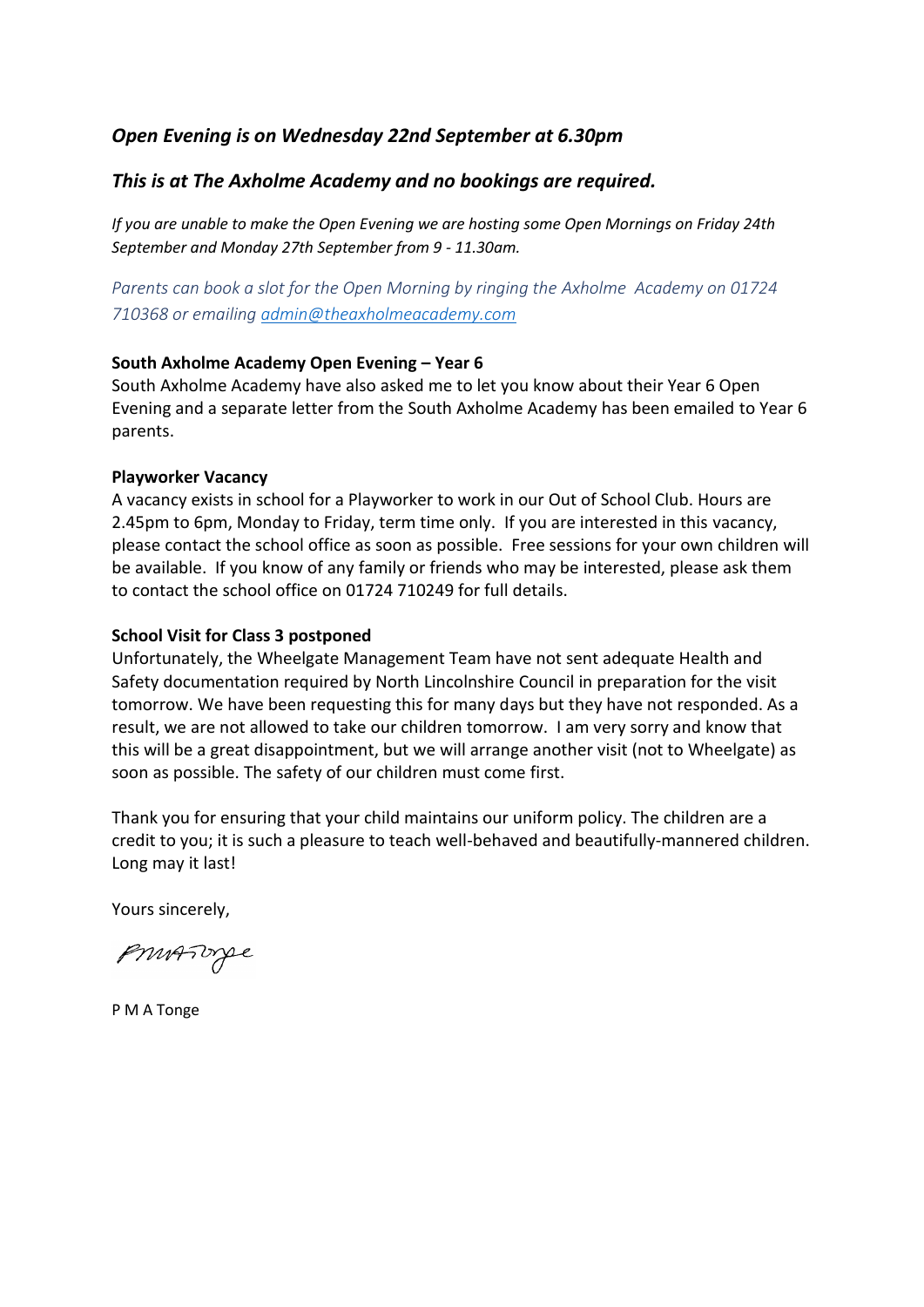***Open Evening is on Wednesday 22nd September at 6.30pm***

***This is at The Axholme Academy and no bookings are required.***

*If you are unable to make the Open Evening we are hosting some Open Mornings on Friday 24th September and Monday 27th September from 9 - 11.30am.*

*Parents can book a slot for the Open Morning by ringing the Axholme Academy on 01724 710368 or emailing admin@theaxholmeacademy.com*

**South Axholme Academy Open Evening – Year 6**
South Axholme Academy have also asked me to let you know about their Year 6 Open Evening and a separate letter from the South Axholme Academy has been emailed to Year 6 parents.

**Playworker Vacancy**
A vacancy exists in school for a Playworker to work in our Out of School Club. Hours are 2.45pm to 6pm, Monday to Friday, term time only. If you are interested in this vacancy, please contact the school office as soon as possible. Free sessions for your own children will be available. If you know of any family or friends who may be interested, please ask them to contact the school office on 01724 710249 for full details.

**School Visit for Class 3 postponed**
Unfortunately, the Wheelgate Management Team have not sent adequate Health and Safety documentation required by North Lincolnshire Council in preparation for the visit tomorrow. We have been requesting this for many days but they have not responded. As a result, we are not allowed to take our children tomorrow. I am very sorry and know that this will be a great disappointment, but we will arrange another visit (not to Wheelgate) as soon as possible. The safety of our children must come first.

Thank you for ensuring that your child maintains our uniform policy. The children are a credit to you; it is such a pleasure to teach well-behaved and beautifully-mannered children. Long may it last!

Yours sincerely,

P M A Tonge